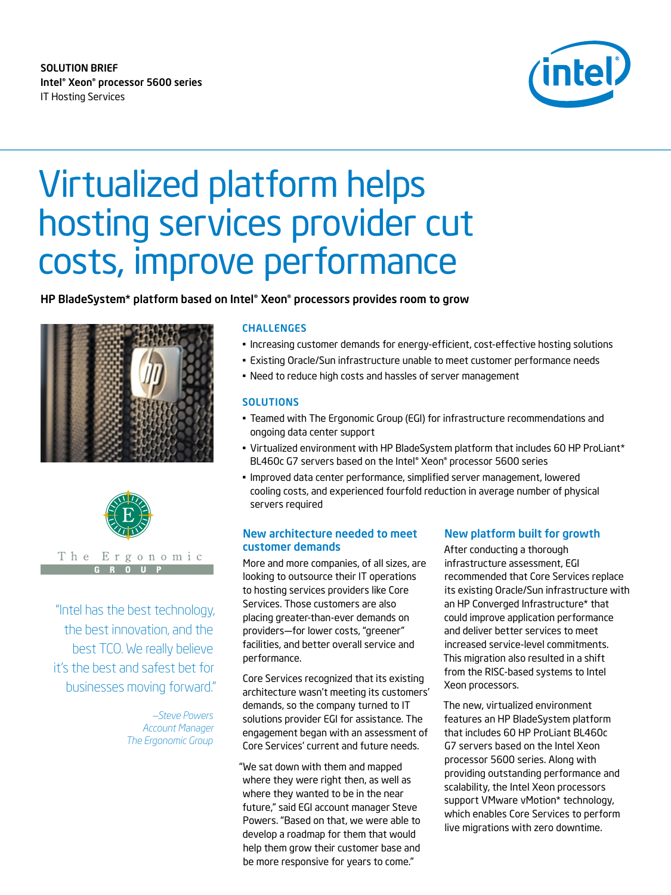SOLUTION BRIEF
Intel® Xeon® processor 5600 series
IT Hosting Services

# Virtualized platform helps hosting services provider cut costs, improve performance

**HP BladeSystem* platform based on Intel® Xeon® processors provides room to grow**

### CHALLENGES

- Increasing customer demands for energy-efficient, cost-effective hosting solutions
- Existing Oracle/Sun infrastructure unable to meet customer performance needs
- Need to reduce high costs and hassles of server management

### SOLUTIONS

- Teamed with The Ergonomic Group (EGI) for infrastructure recommendations and ongoing data center support
- Virtualized environment with HP BladeSystem platform that includes 60 HP ProLiant* BL460c G7 servers based on the Intel® Xeon® processor 5600 series
- Improved data center performance, simplified server management, lowered cooling costs, and experienced fourfold reduction in average number of physical servers required

The Ergonomic GROUP

*"Intel has the best technology, the best innovation, and the best TCO. We really believe it's the best and safest bet for businesses moving forward."*

*–Steve Powers*
*Account Manager*
*The Ergonomic Group*

## New architecture needed to meet customer demands

More and more companies, of all sizes, are looking to outsource their IT operations to hosting services providers like Core Services. Those customers are also placing greater-than-ever demands on providers—for lower costs, "greener" facilities, and better overall service and performance.

Core Services recognized that its existing architecture wasn't meeting its customers' demands, so the company turned to IT solutions provider EGI for assistance. The engagement began with an assessment of Core Services' current and future needs.

"We sat down with them and mapped where they were right then, as well as where they wanted to be in the near future," said EGI account manager Steve Powers. "Based on that, we were able to develop a roadmap for them that would help them grow their customer base and be more responsive for years to come."

## New platform built for growth

After conducting a thorough infrastructure assessment, EGI recommended that Core Services replace its existing Oracle/Sun infrastructure with an HP Converged Infrastructure* that could improve application performance and deliver better services to meet increased service-level commitments. This migration also resulted in a shift from the RISC-based systems to Intel Xeon processors.

The new, virtualized environment features an HP BladeSystem platform that includes 60 HP ProLiant BL460c G7 servers based on the Intel Xeon processor 5600 series. Along with providing outstanding performance and scalability, the Intel Xeon processors support VMware vMotion* technology, which enables Core Services to perform live migrations with zero downtime.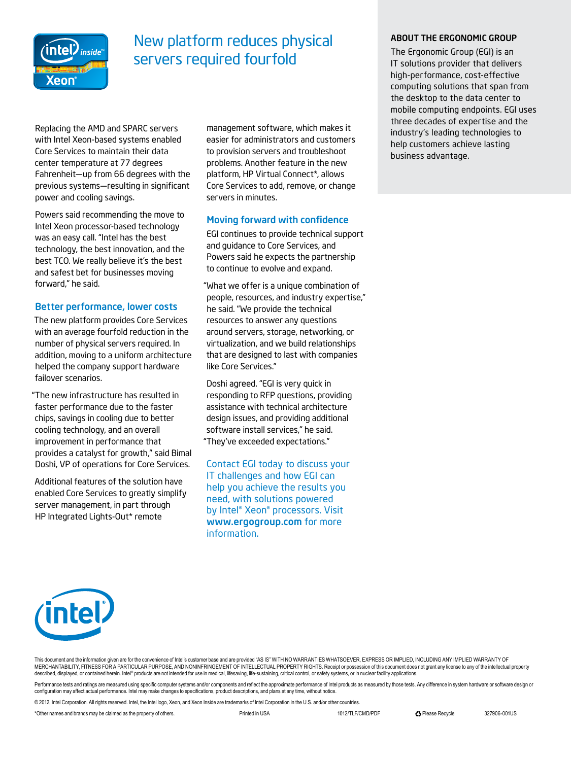# New platform reduces physical servers required fourfold

Replacing the AMD and SPARC servers with Intel Xeon-based systems enabled Core Services to maintain their data center temperature at 77 degrees Fahrenheit—up from 66 degrees with the previous systems—resulting in significant power and cooling savings.

Powers said recommending the move to Intel Xeon processor-based technology was an easy call. "Intel has the best technology, the best innovation, and the best TCO. We really believe it's the best and safest bet for businesses moving forward," he said.

## Better performance, lower costs

The new platform provides Core Services with an average fourfold reduction in the number of physical servers required. In addition, moving to a uniform architecture helped the company support hardware failover scenarios.

"The new infrastructure has resulted in faster performance due to the faster chips, savings in cooling due to better cooling technology, and an overall improvement in performance that provides a catalyst for growth," said Bimal Doshi, VP of operations for Core Services.

Additional features of the solution have enabled Core Services to greatly simplify server management, in part through HP Integrated Lights-Out* remote management software, which makes it easier for administrators and customers to provision servers and troubleshoot problems. Another feature in the new platform, HP Virtual Connect*, allows Core Services to add, remove, or change servers in minutes.

## Moving forward with confidence

EGI continues to provide technical support and guidance to Core Services, and Powers said he expects the partnership to continue to evolve and expand.

"What we offer is a unique combination of people, resources, and industry expertise," he said. "We provide the technical resources to answer any questions around servers, storage, networking, or virtualization, and we build relationships that are designed to last with companies like Core Services."

Doshi agreed. "EGI is very quick in responding to RFP questions, providing assistance with technical architecture design issues, and providing additional software install services," he said. "They've exceeded expectations."

Contact EGI today to discuss your IT challenges and how EGI can help you achieve the results you need, with solutions powered by Intel® Xeon® processors. Visit **www.ergogroup.com** for more information.

### ABOUT THE ERGONOMIC GROUP

The Ergonomic Group (EGI) is an IT solutions provider that delivers high-performance, cost-effective computing solutions that span from the desktop to the data center to mobile computing endpoints. EGI uses three decades of expertise and the industry's leading technologies to help customers achieve lasting business advantage.

This document and the information given are for the convenience of Intel's customer base and are provided "AS IS" WITH NO WARRANTIES WHATSOEVER, EXPRESS OR IMPLIED, INCLUDING ANY IMPLIED WARRANTY OF MERCHANTABILITY, FITNESS FOR A PARTICULAR PURPOSE, AND NONINFRINGEMENT OF INTELLECTUAL PROPERTY RIGHTS. Receipt or possession of this document does not grant any license to any of the intellectual property described, displayed, or contained herein. Intel® products are not intended for use in medical, lifesaving, life-sustaining, critical control, or safety systems, or in nuclear facility applications.

Performance tests and ratings are measured using specific computer systems and/or components and reflect the approximate performance of Intel products as measured by those tests. Any difference in system hardware or software design or configuration may affect actual performance. Intel may make changes to specifications, product descriptions, and plans at any time, without notice.

© 2012, Intel Corporation. All rights reserved. Intel, the Intel logo, Xeon, and Xeon Inside are trademarks of Intel Corporation in the U.S. and/or other countries.

*Other names and brands may be claimed as the property of others. Printed in USA 1012/TLF/CMD/PDF Please Recycle 327906-001US